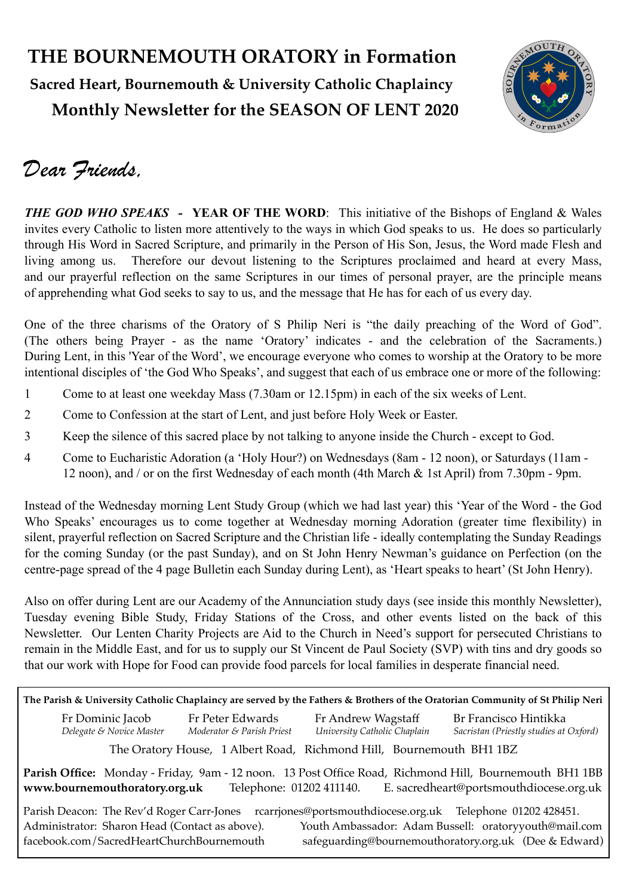# THE BOURNEMOUTH ORATORY in Formation

## Sacred Heart, Bournemouth & University Catholic Chaplaincy

## Monthly Newsletter for the SEASON OF LENT 2020

*Dear Friends,*

***THE GOD WHO SPEAKS* - YEAR OF THE WORD**: This initiative of the Bishops of England & Wales invites every Catholic to listen more attentively to the ways in which God speaks to us. He does so particularly through His Word in Sacred Scripture, and primarily in the Person of His Son, Jesus, the Word made Flesh and living among us. Therefore our devout listening to the Scriptures proclaimed and heard at every Mass, and our prayerful reflection on the same Scriptures in our times of personal prayer, are the principle means of apprehending what God seeks to say to us, and the message that He has for each of us every day.

One of the three charisms of the Oratory of S Philip Neri is "the daily preaching of the Word of God". (The others being Prayer - as the name 'Oratory' indicates - and the celebration of the Sacraments.) During Lent, in this 'Year of the Word', we encourage everyone who comes to worship at the Oratory to be more intentional disciples of 'the God Who Speaks', and suggest that each of us embrace one or more of the following:

1. Come to at least one weekday Mass (7.30am or 12.15pm) in each of the six weeks of Lent.
2. Come to Confession at the start of Lent, and just before Holy Week or Easter.
3. Keep the silence of this sacred place by not talking to anyone inside the Church - except to God.
4. Come to Eucharistic Adoration (a 'Holy Hour?) on Wednesdays (8am - 12 noon), or Saturdays (11am - 12 noon), and / or on the first Wednesday of each month (4th March & 1st April) from 7.30pm - 9pm.

Instead of the Wednesday morning Lent Study Group (which we had last year) this 'Year of the Word - the God Who Speaks' encourages us to come together at Wednesday morning Adoration (greater time flexibility) in silent, prayerful reflection on Sacred Scripture and the Christian life - ideally contemplating the Sunday Readings for the coming Sunday (or the past Sunday), and on St John Henry Newman's guidance on Perfection (on the centre-page spread of the 4 page Bulletin each Sunday during Lent), as 'Heart speaks to heart' (St John Henry).

Also on offer during Lent are our Academy of the Annunciation study days (see inside this monthly Newsletter), Tuesday evening Bible Study, Friday Stations of the Cross, and other events listed on the back of this Newsletter. Our Lenten Charity Projects are Aid to the Church in Need's support for persecuted Christians to remain in the Middle East, and for us to supply our St Vincent de Paul Society (SVP) with tins and dry goods so that our work with Hope for Food can provide food parcels for local families in desperate financial need.

---

**The Parish & University Catholic Chaplaincy are served by the Fathers & Brothers of the Oratorian Community of St Philip Neri**

Fr Dominic Jacob — *Delegate & Novice Master*
Fr Peter Edwards — *Moderator & Parish Priest*
Fr Andrew Wagstaff — *University Catholic Chaplain*
Br Francisco Hintikka — *Sacristan (Priestly studies at Oxford)*

The Oratory House, 1 Albert Road, Richmond Hill, Bournemouth BH1 1BZ

**Parish Office:** Monday - Friday, 9am - 12 noon. 13 Post Office Road, Richmond Hill, Bournemouth BH1 1BB
**www.bournemouthoratory.org.uk** Telephone: 01202 411140. E. sacredheart@portsmouthdiocese.org.uk

Parish Deacon: The Rev'd Roger Carr-Jones rcarrjones@portsmouthdiocese.org.uk Telephone 01202 428451.
Administrator: Sharon Head (Contact as above). Youth Ambassador: Adam Bussell: oratoryyouth@mail.com
facebook.com/SacredHeartChurchBournemouth safeguarding@bournemouthoratory.org.uk (Dee & Edward)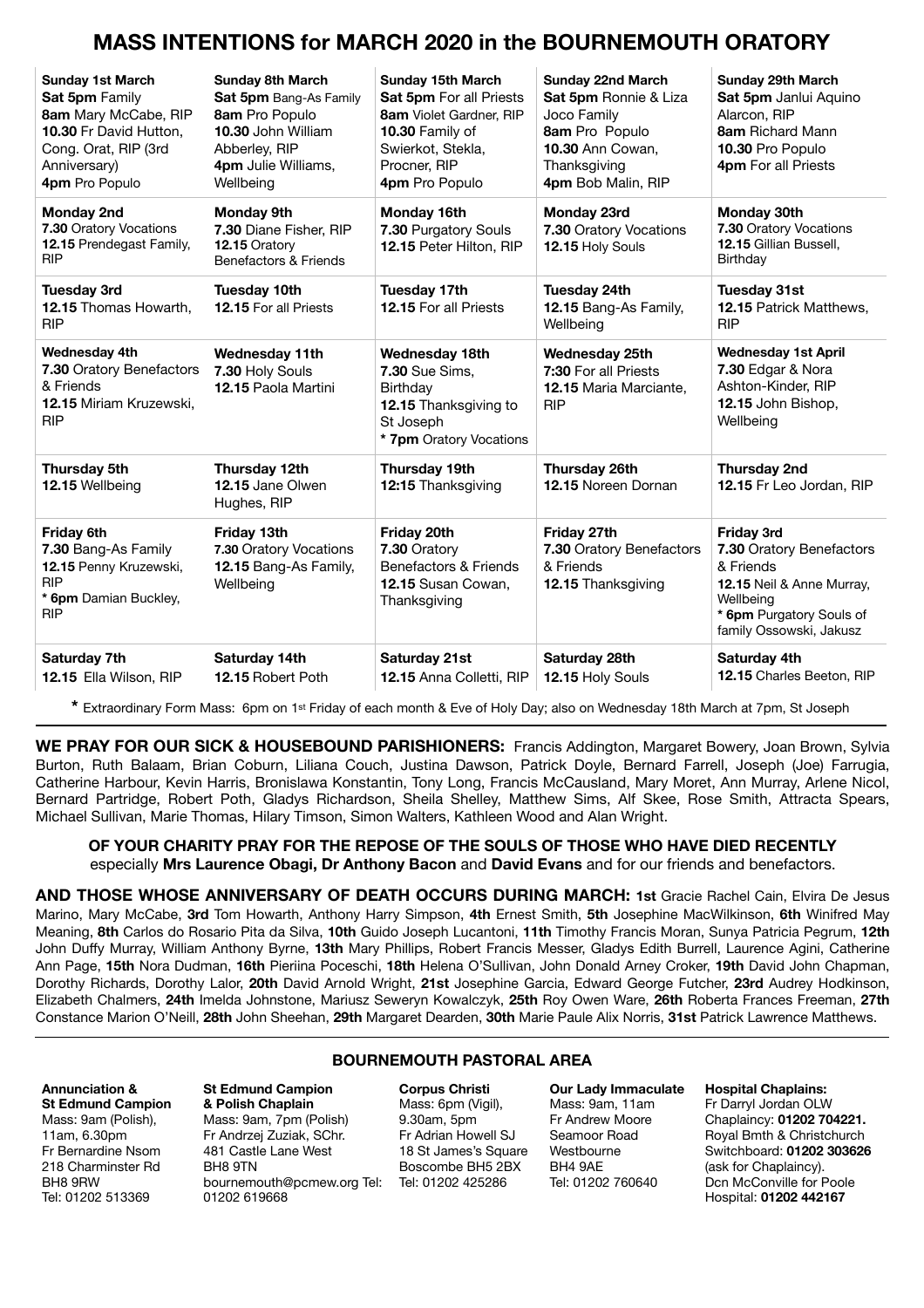# MASS INTENTIONS for MARCH 2020 in the BOURNEMOUTH ORATORY

| Sunday 1st March | Sunday 8th March | Sunday 15th March | Sunday 22nd March | Sunday 29th March |
|---|---|---|---|---|
| **Sat 5pm** Family<br>**8am** Mary McCabe, RIP<br>**10.30** Fr David Hutton, Cong. Orat, RIP (3rd Anniversary)<br>**4pm** Pro Populo | **Sat 5pm** Bang-As Family<br>**8am** Pro Populo<br>**10.30** John William Abberley, RIP<br>**4pm** Julie Williams, Wellbeing | **Sat 5pm** For all Priests<br>**8am** Violet Gardner, RIP<br>**10.30** Family of Swierkot, Stekla, Procner, RIP<br>**4pm** Pro Populo | **Sat 5pm** Ronnie & Liza Joco Family<br>**8am** Pro Populo<br>**10.30** Ann Cowan, Thanksgiving<br>**4pm** Bob Malin, RIP | **Sat 5pm** Janlui Aquino Alarcon, RIP<br>**8am** Richard Mann<br>**10.30** Pro Populo<br>**4pm** For all Priests |
| **Monday 2nd**<br>**7.30** Oratory Vocations<br>**12.15** Prendegast Family, RIP | **Monday 9th**<br>**7.30** Diane Fisher, RIP<br>**12.15** Oratory Benefactors & Friends | **Monday 16th**<br>**7.30** Purgatory Souls<br>**12.15** Peter Hilton, RIP | **Monday 23rd**<br>**7.30** Oratory Vocations<br>**12.15** Holy Souls | **Monday 30th**<br>**7.30** Oratory Vocations<br>**12.15** Gillian Bussell, Birthday |
| **Tuesday 3rd**<br>**12.15** Thomas Howarth, RIP | **Tuesday 10th**<br>**12.15** For all Priests | **Tuesday 17th**<br>**12.15** For all Priests | **Tuesday 24th**<br>**12.15** Bang-As Family, Wellbeing | **Tuesday 31st**<br>**12.15** Patrick Matthews, RIP |
| **Wednesday 4th**<br>**7.30** Oratory Benefactors & Friends<br>**12.15** Miriam Kruzewski, RIP | **Wednesday 11th**<br>**7.30** Holy Souls<br>**12.15** Paola Martini | **Wednesday 18th**<br>**7.30** Sue Sims, Birthday<br>**12.15** Thanksgiving to St Joseph<br>**\* 7pm** Oratory Vocations | **Wednesday 25th**<br>**7:30** For all Priests<br>**12.15** Maria Marciante, RIP | **Wednesday 1st April**<br>**7.30** Edgar & Nora Ashton-Kinder, RIP<br>**12.15** John Bishop, Wellbeing |
| **Thursday 5th**<br>**12.15** Wellbeing | **Thursday 12th**<br>**12.15** Jane Olwen Hughes, RIP | **Thursday 19th**<br>**12:15** Thanksgiving | **Thursday 26th**<br>**12.15** Noreen Dornan | **Thursday 2nd**<br>**12.15** Fr Leo Jordan, RIP |
| **Friday 6th**<br>**7.30** Bang-As Family<br>**12.15** Penny Kruzewski, RIP<br>**\* 6pm** Damian Buckley, RIP | **Friday 13th**<br>**7.30** Oratory Vocations<br>**12.15** Bang-As Family, Wellbeing | **Friday 20th**<br>**7.30** Oratory Benefactors & Friends<br>**12.15** Susan Cowan, Thanksgiving | **Friday 27th**<br>**7.30** Oratory Benefactors & Friends<br>**12.15** Thanksgiving | **Friday 3rd**<br>**7.30** Oratory Benefactors & Friends<br>**12.15** Neil & Anne Murray, Wellbeing<br>**\* 6pm** Purgatory Souls of family Ossowski, Jakusz |
| **Saturday 7th**<br>**12.15** Ella Wilson, RIP | **Saturday 14th**<br>**12.15** Robert Poth | **Saturday 21st**<br>**12.15** Anna Colletti, RIP | **Saturday 28th**<br>**12.15** Holy Souls | **Saturday 4th**<br>**12.15** Charles Beeton, RIP |

**\*** Extraordinary Form Mass: 6pm on 1st Friday of each month & Eve of Holy Day; also on Wednesday 18th March at 7pm, St Joseph

**WE PRAY FOR OUR SICK & HOUSEBOUND PARISHIONERS:** Francis Addington, Margaret Bowery, Joan Brown, Sylvia Burton, Ruth Balaam, Brian Coburn, Liliana Couch, Justina Dawson, Patrick Doyle, Bernard Farrell, Joseph (Joe) Farrugia, Catherine Harbour, Kevin Harris, Bronislawa Konstantin, Tony Long, Francis McCausland, Mary Moret, Ann Murray, Arlene Nicol, Bernard Partridge, Robert Poth, Gladys Richardson, Sheila Shelley, Matthew Sims, Alf Skee, Rose Smith, Attracta Spears, Michael Sullivan, Marie Thomas, Hilary Timson, Simon Walters, Kathleen Wood and Alan Wright.

**OF YOUR CHARITY PRAY FOR THE REPOSE OF THE SOULS OF THOSE WHO HAVE DIED RECENTLY** especially **Mrs Laurence Obagi, Dr Anthony Bacon** and **David Evans** and for our friends and benefactors.

**AND THOSE WHOSE ANNIVERSARY OF DEATH OCCURS DURING MARCH:** **1st** Gracie Rachel Cain, Elvira De Jesus Marino, Mary McCabe, **3rd** Tom Howarth, Anthony Harry Simpson, **4th** Ernest Smith, **5th** Josephine MacWilkinson, **6th** Winifred May Meaning, **8th** Carlos do Rosario Pita da Silva, **10th** Guido Joseph Lucantoni, **11th** Timothy Francis Moran, Sunya Patricia Pegrum, **12th** John Duffy Murray, William Anthony Byrne, **13th** Mary Phillips, Robert Francis Messer, Gladys Edith Burrell, Laurence Agini, Catherine Ann Page, **15th** Nora Dudman, **16th** Pieriina Poceschi, **18th** Helena O'Sullivan, John Donald Arney Croker, **19th** David John Chapman, Dorothy Richards, Dorothy Lalor, **20th** David Arnold Wright, **21st** Josephine Garcia, Edward George Futcher, **23rd** Audrey Hodkinson, Elizabeth Chalmers, **24th** Imelda Johnstone, Mariusz Seweryn Kowalczyk, **25th** Roy Owen Ware, **26th** Roberta Frances Freeman, **27th** Constance Marion O'Neill, **28th** John Sheehan, **29th** Margaret Dearden, **30th** Marie Paule Alix Norris, **31st** Patrick Lawrence Matthews.

## BOURNEMOUTH PASTORAL AREA

**Annunciation & St Edmund Campion**
Mass: 9am (Polish), 11am, 6.30pm
Fr Bernardine Nsom
218 Charminster Rd
BH8 9RW
Tel: 01202 513369

**St Edmund Campion & Polish Chaplain**
Mass: 9am, 7pm (Polish)
Fr Andrzej Zuziak, SChr.
481 Castle Lane West
BH8 9TN
bournemouth@pcmew.org Tel: 01202 619668

**Corpus Christi**
Mass: 6pm (Vigil), 9.30am, 5pm
Fr Adrian Howell SJ
18 St James's Square
Boscombe BH5 2BX
Tel: 01202 425286

**Our Lady Immaculate**
Mass: 9am, 11am
Fr Andrew Moore
Seamoor Road
Westbourne
BH4 9AE
Tel: 01202 760640

**Hospital Chaplains:**
Fr Darryl Jordan OLW
Chaplaincy: **01202 704221.**
Royal Bmth & Christchurch
Switchboard: **01202 303626** (ask for Chaplaincy).
Dcn McConville for Poole Hospital: **01202 442167**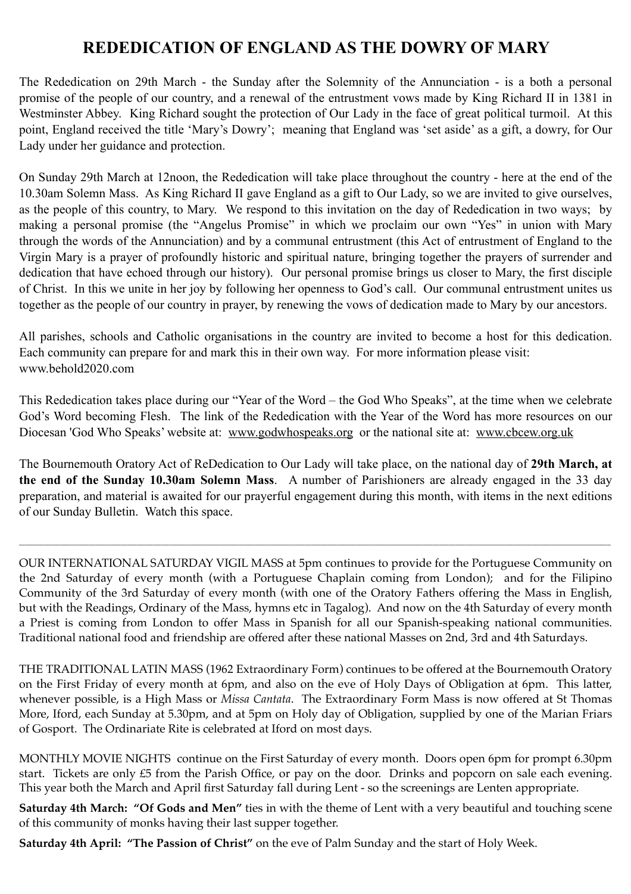# REDEDICATION OF ENGLAND AS THE DOWRY OF MARY

The Rededication on 29th March - the Sunday after the Solemnity of the Annunciation - is a both a personal promise of the people of our country, and a renewal of the entrustment vows made by King Richard II in 1381 in Westminster Abbey. King Richard sought the protection of Our Lady in the face of great political turmoil. At this point, England received the title 'Mary's Dowry'; meaning that England was 'set aside' as a gift, a dowry, for Our Lady under her guidance and protection.

On Sunday 29th March at 12noon, the Rededication will take place throughout the country - here at the end of the 10.30am Solemn Mass. As King Richard II gave England as a gift to Our Lady, so we are invited to give ourselves, as the people of this country, to Mary. We respond to this invitation on the day of Rededication in two ways; by making a personal promise (the "Angelus Promise" in which we proclaim our own "Yes" in union with Mary through the words of the Annunciation) and by a communal entrustment (this Act of entrustment of England to the Virgin Mary is a prayer of profoundly historic and spiritual nature, bringing together the prayers of surrender and dedication that have echoed through our history). Our personal promise brings us closer to Mary, the first disciple of Christ. In this we unite in her joy by following her openness to God's call. Our communal entrustment unites us together as the people of our country in prayer, by renewing the vows of dedication made to Mary by our ancestors.

All parishes, schools and Catholic organisations in the country are invited to become a host for this dedication. Each community can prepare for and mark this in their own way. For more information please visit: www.behold2020.com

This Rededication takes place during our "Year of the Word – the God Who Speaks", at the time when we celebrate God's Word becoming Flesh. The link of the Rededication with the Year of the Word has more resources on our Diocesan 'God Who Speaks' website at: www.godwhospeaks.org or the national site at: www.cbcew.org.uk

The Bournemouth Oratory Act of ReDedication to Our Lady will take place, on the national day of **29th March, at the end of the Sunday 10.30am Solemn Mass**. A number of Parishioners are already engaged in the 33 day preparation, and material is awaited for our prayerful engagement during this month, with items in the next editions of our Sunday Bulletin. Watch this space.

---

OUR INTERNATIONAL SATURDAY VIGIL MASS at 5pm continues to provide for the Portuguese Community on the 2nd Saturday of every month (with a Portuguese Chaplain coming from London); and for the Filipino Community of the 3rd Saturday of every month (with one of the Oratory Fathers offering the Mass in English, but with the Readings, Ordinary of the Mass, hymns etc in Tagalog). And now on the 4th Saturday of every month a Priest is coming from London to offer Mass in Spanish for all our Spanish-speaking national communities. Traditional national food and friendship are offered after these national Masses on 2nd, 3rd and 4th Saturdays.

THE TRADITIONAL LATIN MASS (1962 Extraordinary Form) continues to be offered at the Bournemouth Oratory on the First Friday of every month at 6pm, and also on the eve of Holy Days of Obligation at 6pm. This latter, whenever possible, is a High Mass or *Missa Cantata*. The Extraordinary Form Mass is now offered at St Thomas More, Iford, each Sunday at 5.30pm, and at 5pm on Holy day of Obligation, supplied by one of the Marian Friars of Gosport. The Ordinariate Rite is celebrated at Iford on most days.

MONTHLY MOVIE NIGHTS continue on the First Saturday of every month. Doors open 6pm for prompt 6.30pm start. Tickets are only £5 from the Parish Office, or pay on the door. Drinks and popcorn on sale each evening. This year both the March and April first Saturday fall during Lent - so the screenings are Lenten appropriate.

**Saturday 4th March: "Of Gods and Men"** ties in with the theme of Lent with a very beautiful and touching scene of this community of monks having their last supper together.

**Saturday 4th April: "The Passion of Christ"** on the eve of Palm Sunday and the start of Holy Week.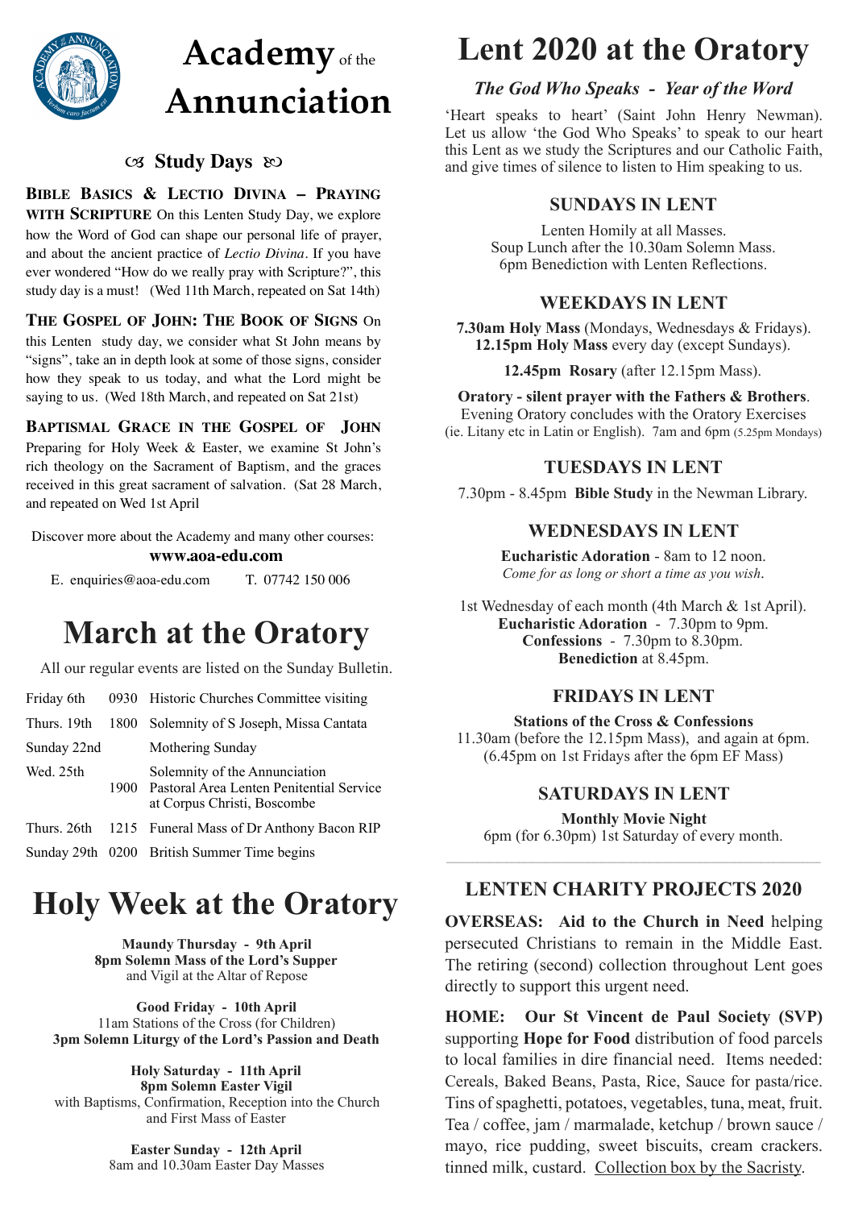# Academy of the Annunciation

## ☙ Study Days ❧

**BIBLE BASICS & LECTIO DIVINA – PRAYING WITH SCRIPTURE** On this Lenten Study Day, we explore how the Word of God can shape our personal life of prayer, and about the ancient practice of *Lectio Divina*. If you have ever wondered "How do we really pray with Scripture?", this study day is a must! (Wed 11th March, repeated on Sat 14th)

**THE GOSPEL OF JOHN: THE BOOK OF SIGNS** On this Lenten study day, we consider what St John means by "signs", take an in depth look at some of those signs, consider how they speak to us today, and what the Lord might be saying to us. (Wed 18th March, and repeated on Sat 21st)

**BAPTISMAL GRACE IN THE GOSPEL OF JOHN** Preparing for Holy Week & Easter, we examine St John's rich theology on the Sacrament of Baptism, and the graces received in this great sacrament of salvation. (Sat 28 March, and repeated on Wed 1st April

Discover more about the Academy and many other courses:

**www.aoa-edu.com**

E. enquiries@aoa-edu.com T. 07742 150 006

# March at the Oratory

All our regular events are listed on the Sunday Bulletin.

| | | |
|---|---|---|
| Friday 6th | 0930 | Historic Churches Committee visiting |
| Thurs. 19th | 1800 | Solemnity of S Joseph, Missa Cantata |
| Sunday 22nd | | Mothering Sunday |
| Wed. 25th | 1900 | Solemnity of the Annunciation<br>Pastoral Area Lenten Penitential Service at Corpus Christi, Boscombe |
| Thurs. 26th | 1215 | Funeral Mass of Dr Anthony Bacon RIP |
| Sunday 29th | 0200 | British Summer Time begins |

# Holy Week at the Oratory

**Maundy Thursday - 9th April**
**8pm Solemn Mass of the Lord's Supper**
and Vigil at the Altar of Repose

**Good Friday - 10th April**
11am Stations of the Cross (for Children)
**3pm Solemn Liturgy of the Lord's Passion and Death**

**Holy Saturday - 11th April**
**8pm Solemn Easter Vigil**
with Baptisms, Confirmation, Reception into the Church and First Mass of Easter

**Easter Sunday - 12th April**
8am and 10.30am Easter Day Masses

# Lent 2020 at the Oratory

### *The God Who Speaks - Year of the Word*

'Heart speaks to heart' (Saint John Henry Newman). Let us allow 'the God Who Speaks' to speak to our heart this Lent as we study the Scriptures and our Catholic Faith, and give times of silence to listen to Him speaking to us.

## SUNDAYS IN LENT

Lenten Homily at all Masses.
Soup Lunch after the 10.30am Solemn Mass.
6pm Benediction with Lenten Reflections.

## WEEKDAYS IN LENT

**7.30am Holy Mass** (Mondays, Wednesdays & Fridays).
**12.15pm Holy Mass** every day (except Sundays).

**12.45pm Rosary** (after 12.15pm Mass).

**Oratory - silent prayer with the Fathers & Brothers**. Evening Oratory concludes with the Oratory Exercises (ie. Litany etc in Latin or English). 7am and 6pm (5.25pm Mondays)

## TUESDAYS IN LENT

7.30pm - 8.45pm **Bible Study** in the Newman Library.

## WEDNESDAYS IN LENT

**Eucharistic Adoration** - 8am to 12 noon.
*Come for as long or short a time as you wish.*

1st Wednesday of each month (4th March & 1st April).
**Eucharistic Adoration** - 7.30pm to 9pm.
**Confessions** - 7.30pm to 8.30pm.
**Benediction** at 8.45pm.

## FRIDAYS IN LENT

**Stations of the Cross & Confessions**
11.30am (before the 12.15pm Mass), and again at 6pm.
(6.45pm on 1st Fridays after the 6pm EF Mass)

## SATURDAYS IN LENT

**Monthly Movie Night**
6pm (for 6.30pm) 1st Saturday of every month.

---

## LENTEN CHARITY PROJECTS 2020

**OVERSEAS: Aid to the Church in Need** helping persecuted Christians to remain in the Middle East. The retiring (second) collection throughout Lent goes directly to support this urgent need.

**HOME: Our St Vincent de Paul Society (SVP)** supporting **Hope for Food** distribution of food parcels to local families in dire financial need. Items needed: Cereals, Baked Beans, Pasta, Rice, Sauce for pasta/rice. Tins of spaghetti, potatoes, vegetables, tuna, meat, fruit. Tea / coffee, jam / marmalade, ketchup / brown sauce / mayo, rice pudding, sweet biscuits, cream crackers. tinned milk, custard. Collection box by the Sacristy.